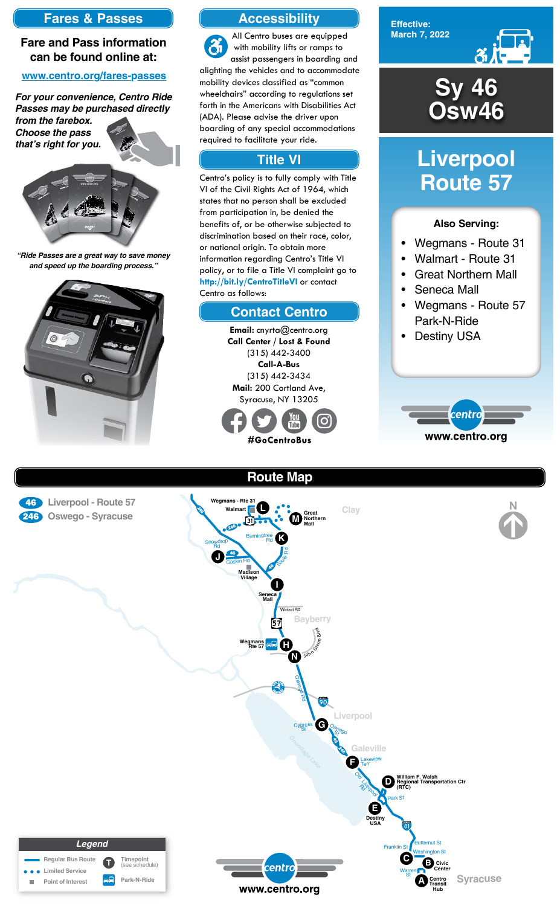## Fares & Passes

**Fare and Pass information can be found online at:**

www.centro.org/fares-passes

***For your convenience, Centro Ride Passes may be purchased directly from the farebox. Choose the pass that's right for you.***

*"Ride Passes are a great way to save money and speed up the boarding process."*

## Accessibility

All Centro buses are equipped with mobility lifts or ramps to assist passengers in boarding and alighting the vehicles and to accommodate mobility devices classified as "common wheelchairs" according to regulations set forth in the Americans with Disabilities Act (ADA). Please advise the driver upon boarding of any special accommodations required to facilitate your ride.

## Title VI

Centro's policy is to fully comply with Title VI of the Civil Rights Act of 1964, which states that no person shall be excluded from participation in, be denied the benefits of, or be otherwise subjected to discrimination based on their race, color, or national origin. To obtain more information regarding Centro's Title VI policy, or to file a Title VI complaint go to **http://bit.ly/CentroTitleVI** or contact Centro as follows:

## Contact Centro

**Email:** cnyrta@centro.org
**Call Center / Lost & Found**
(315) 442-3400
**Call-A-Bus**
(315) 442-3434
**Mail:** 200 Cortland Ave, Syracuse, NY 13205

**#GoCentroBus**

Effective: March 7, 2022

# Sy 46 Osw46

# Liverpool Route 57

**Also Serving:**

- Wegmans - Route 31
- Walmart - Route 31
- Great Northern Mall
- Seneca Mall
- Wegmans - Route 57 Park-N-Ride
- Destiny USA

www.centro.org

## Route Map

46 Liverpool - Route 57
246 Oswego - Syracuse

Timepoints:
- L Wegmans - Rte 31 / Walmart
- M Great Northern Mall
- K Burningtree Rd
- J Snowdrop Rd
- I Seneca Mall
- H Wegmans Rte 57
- N John Glenn Blvd
- G Cypress St
- F Lakeview Terr
- D William F. Walsh Regional Transportation Ctr (RTC)
- E Destiny USA
- C Franklin St
- B Civic Center
- A Centro Transit Hub

**Legend**
- Regular Bus Route
- Limited Service
- Point of Interest
- T Timepoint (see schedule)
- Park-N-Ride

www.centro.org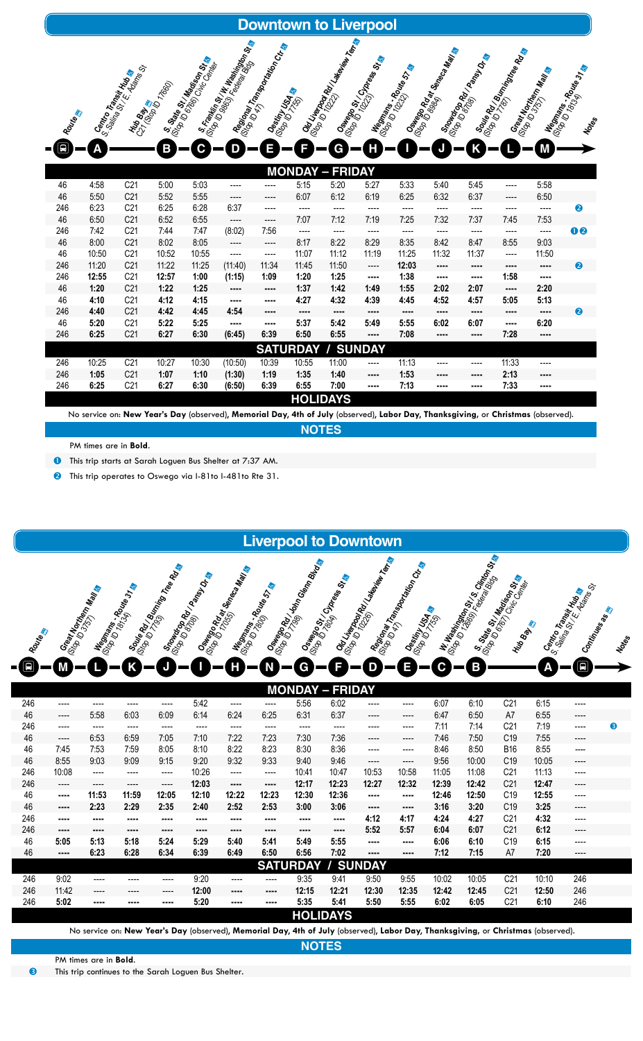# Downtown to Liverpool

| Route | A Centro Transit Hub S. Salina St / E. Adams St | Hub Bay C21 (Stop ID 17660) | B S. State St / Madison St (Stop ID 6766) Civic Center | C S. Franklin St / W. Washington St (Stop ID 9863) Federal Bldg | D Regional Transportation Ctr (Stop ID 47) | E Destiny USA (Stop ID 7755) | F Old Liverpool Rd / Lakeview Terr (Stop ID 10222) | G Oswego St / Cypress St (Stop ID 10223) | H Wegmans - Route 57 (Stop ID 10232) | I Oswego Rd at Seneca Mall (Stop ID 8984) | J Snowdrop Rd / Pansy Dr (Stop ID 8708) | K Soule Rd / Burningtree Rd (Stop ID 7787) | L Great Northern Mall (Stop ID 3757) | M Wegmans - Route 31 (Stop ID 18134) | Notes |
|---|---|---|---|---|---|---|---|---|---|---|---|---|---|---|---|
| **MONDAY – FRIDAY** | | | | | | | | | | | | | | | |
| 46 | 4:58 | C21 | 5:00 | 5:03 | ---- | ---- | 5:15 | 5:20 | 5:27 | 5:33 | 5:40 | 5:45 | ---- | 5:58 | |
| 46 | 5:50 | C21 | 5:52 | 5:55 | ---- | ---- | 6:07 | 6:12 | 6:19 | 6:25 | 6:32 | 6:37 | ---- | 6:50 | |
| 246 | 6:23 | C21 | 6:25 | 6:28 | 6:37 | ---- | ---- | ---- | ---- | ---- | ---- | ---- | ---- | ---- | 2 |
| 46 | 6:50 | C21 | 6:52 | 6:55 | ---- | ---- | 7:07 | 7:12 | 7:19 | 7:25 | 7:32 | 7:37 | 7:45 | 7:53 | |
| 246 | 7:42 | C21 | 7:44 | 7:47 | (8:02) | 7:56 | ---- | ---- | ---- | ---- | ---- | ---- | ---- | ---- | 1 2 |
| 46 | 8:00 | C21 | 8:02 | 8:05 | ---- | ---- | 8:17 | 8:22 | 8:29 | 8:35 | 8:42 | 8:47 | 8:55 | 9:03 | |
| 46 | 10:50 | C21 | 10:52 | 10:55 | ---- | ---- | 11:07 | 11:12 | 11:19 | 11:25 | 11:32 | 11:37 | ---- | 11:50 | |
| 246 | 11:20 | C21 | 11:22 | 11:25 | (11:40) | 11:34 | 11:45 | 11:50 | ---- | **12:03** | ---- | ---- | ---- | ---- | 2 |
| 246 | **12:55** | C21 | **12:57** | **1:00** | **(1:15)** | **1:09** | **1:20** | **1:25** | ---- | **1:38** | ---- | ---- | **1:58** | ---- | |
| 46 | **1:20** | C21 | **1:22** | **1:25** | ---- | ---- | **1:37** | **1:42** | **1:49** | **1:55** | **2:02** | **2:07** | ---- | **2:20** | |
| 46 | **4:10** | C21 | **4:12** | **4:15** | ---- | ---- | **4:27** | **4:32** | **4:39** | **4:45** | **4:52** | **4:57** | **5:05** | **5:13** | |
| 246 | **4:40** | C21 | **4:42** | **4:45** | **4:54** | ---- | ---- | ---- | ---- | ---- | ---- | ---- | ---- | ---- | 2 |
| 46 | **5:20** | C21 | **5:22** | **5:25** | ---- | ---- | **5:37** | **5:42** | **5:49** | **5:55** | **6:02** | **6:07** | ---- | **6:20** | |
| 246 | **6:25** | C21 | **6:27** | **6:30** | **(6:45)** | **6:39** | **6:50** | **6:55** | ---- | **7:08** | ---- | ---- | **7:28** | ---- | |
| **SATURDAY / SUNDAY** | | | | | | | | | | | | | | | |
| 246 | 10:25 | C21 | 10:27 | 10:30 | (10:50) | 10:39 | 10:55 | 11:00 | ---- | 11:13 | ---- | ---- | 11:33 | ---- | |
| 246 | **1:05** | C21 | **1:07** | **1:10** | **(1:30)** | **1:19** | **1:35** | **1:40** | ---- | **1:53** | ---- | ---- | **2:13** | ---- | |
| 246 | **6:25** | C21 | **6:27** | **6:30** | **(6:50)** | **6:39** | **6:55** | **7:00** | ---- | **7:13** | ---- | ---- | **7:33** | ---- | |

## HOLIDAYS

No service on: **New Year's Day** (observed), **Memorial Day, 4th of July** (observed), **Labor Day, Thanksgiving**, or **Christmas** (observed).

## NOTES

PM times are in **Bold**.

1 This trip starts at Sarah Loguen Bus Shelter at 7:37 AM.

2 This trip operates to Oswego via I-81to I-481to Rte 31.

# Liverpool to Downtown

| Route | M Great Northern Mall (Stop ID 3757) | L Wegmans - Route 31 (Stop ID 18134) | K Soule Rd / Burning Tree Rd (Stop ID 7793) | J Snowdrop Rd / Pansy Dr (Stop ID 8708) | I Oswego Rd at Seneca Mall (Stop ID 7055) | H Wegmans - Route 57 (Stop ID 7800) | N Oswego Rd / John Glenn Blvd (Stop ID 7798) | G Oswego St / Cypress St (Stop ID 7804) | F Old Liverpool Rd / Lakeview Terr (Stop ID 10226) | D Regional Transportation Ctr (Stop ID 47) | E Destiny USA (Stop ID 7755) | C W. Washington St / S. Clinton St (Stop ID 12689) Federal Bldg | B S. State St / Madison St (Stop ID 6767) Civic Center | Hub Bay | A Centro Transit Hub S. Salina St / E. Adams St | Continues as | Notes |
|---|---|---|---|---|---|---|---|---|---|---|---|---|---|---|---|---|---|
| **MONDAY – FRIDAY** | | | | | | | | | | | | | | | | | |
| 246 | ---- | ---- | ---- | ---- | 5:42 | ---- | ---- | 5:56 | 6:02 | ---- | ---- | 6:07 | 6:10 | C21 | 6:15 | ---- | |
| 46 | ---- | 5:58 | 6:03 | 6:09 | 6:14 | 6:24 | 6:25 | 6:31 | 6:37 | ---- | ---- | 6:47 | 6:50 | A7 | 6:55 | ---- | |
| 246 | ---- | ---- | ---- | ---- | ---- | ---- | ---- | ---- | ---- | ---- | ---- | 7:11 | 7:14 | C21 | 7:19 | ---- | 3 |
| 46 | ---- | 6:53 | 6:59 | 7:05 | 7:10 | 7:22 | 7:23 | 7:30 | 7:36 | ---- | ---- | 7:46 | 7:50 | C19 | 7:55 | ---- | |
| 46 | 7:45 | 7:53 | 7:59 | 8:05 | 8:10 | 8:22 | 8:23 | 8:30 | 8:36 | ---- | ---- | 8:46 | 8:50 | B16 | 8:55 | ---- | |
| 46 | 8:55 | 9:03 | 9:09 | 9:15 | 9:20 | 9:32 | 9:33 | 9:40 | 9:46 | ---- | ---- | 9:56 | 10:00 | C19 | 10:05 | ---- | |
| 246 | 10:08 | ---- | ---- | ---- | 10:26 | ---- | ---- | 10:41 | 10:47 | 10:53 | 10:58 | 11:05 | 11:08 | C21 | 11:13 | ---- | |
| 246 | ---- | ---- | ---- | ---- | **12:03** | ---- | ---- | **12:17** | **12:23** | **12:27** | **12:32** | **12:39** | **12:42** | C21 | **12:47** | ---- | |
| 46 | ---- | **11:53** | **11:59** | **12:05** | **12:10** | **12:22** | **12:23** | **12:30** | **12:36** | ---- | ---- | **12:46** | **12:50** | C19 | **12:55** | ---- | |
| 46 | ---- | **2:23** | **2:29** | **2:35** | **2:40** | **2:52** | **2:53** | **3:00** | **3:06** | ---- | ---- | **3:16** | **3:20** | C19 | **3:25** | ---- | |
| 246 | ---- | ---- | ---- | ---- | ---- | ---- | ---- | ---- | ---- | **4:12** | **4:17** | **4:24** | **4:27** | C21 | **4:32** | ---- | |
| 246 | ---- | ---- | ---- | ---- | ---- | ---- | ---- | ---- | ---- | **5:52** | **5:57** | **6:04** | **6:07** | C21 | **6:12** | ---- | |
| 46 | **5:05** | **5:13** | **5:18** | **5:24** | **5:29** | **5:40** | **5:41** | **5:49** | **5:55** | ---- | ---- | **6:06** | **6:10** | C19 | **6:15** | ---- | |
| 46 | ---- | **6:23** | **6:28** | **6:34** | **6:39** | **6:49** | **6:50** | **6:56** | **7:02** | ---- | ---- | **7:12** | **7:15** | A7 | **7:20** | ---- | |
| **SATURDAY / SUNDAY** | | | | | | | | | | | | | | | | | |
| 246 | 9:02 | ---- | ---- | ---- | 9:20 | ---- | ---- | 9:35 | 9:41 | 9:50 | 9:55 | 10:02 | 10:05 | C21 | 10:10 | 246 | |
| 246 | 11:42 | ---- | ---- | ---- | **12:00** | ---- | ---- | **12:15** | **12:21** | **12:30** | **12:35** | **12:42** | **12:45** | C21 | **12:50** | 246 | |
| 246 | **5:02** | ---- | ---- | ---- | **5:20** | ---- | ---- | **5:35** | **5:41** | **5:50** | **5:55** | **6:02** | **6:05** | C21 | **6:10** | 246 | |

## HOLIDAYS

No service on: **New Year's Day** (observed), **Memorial Day, 4th of July** (observed), **Labor Day, Thanksgiving**, or **Christmas** (observed).

## NOTES

PM times are in **Bold**.

3 This trip continues to the Sarah Loguen Bus Shelter.